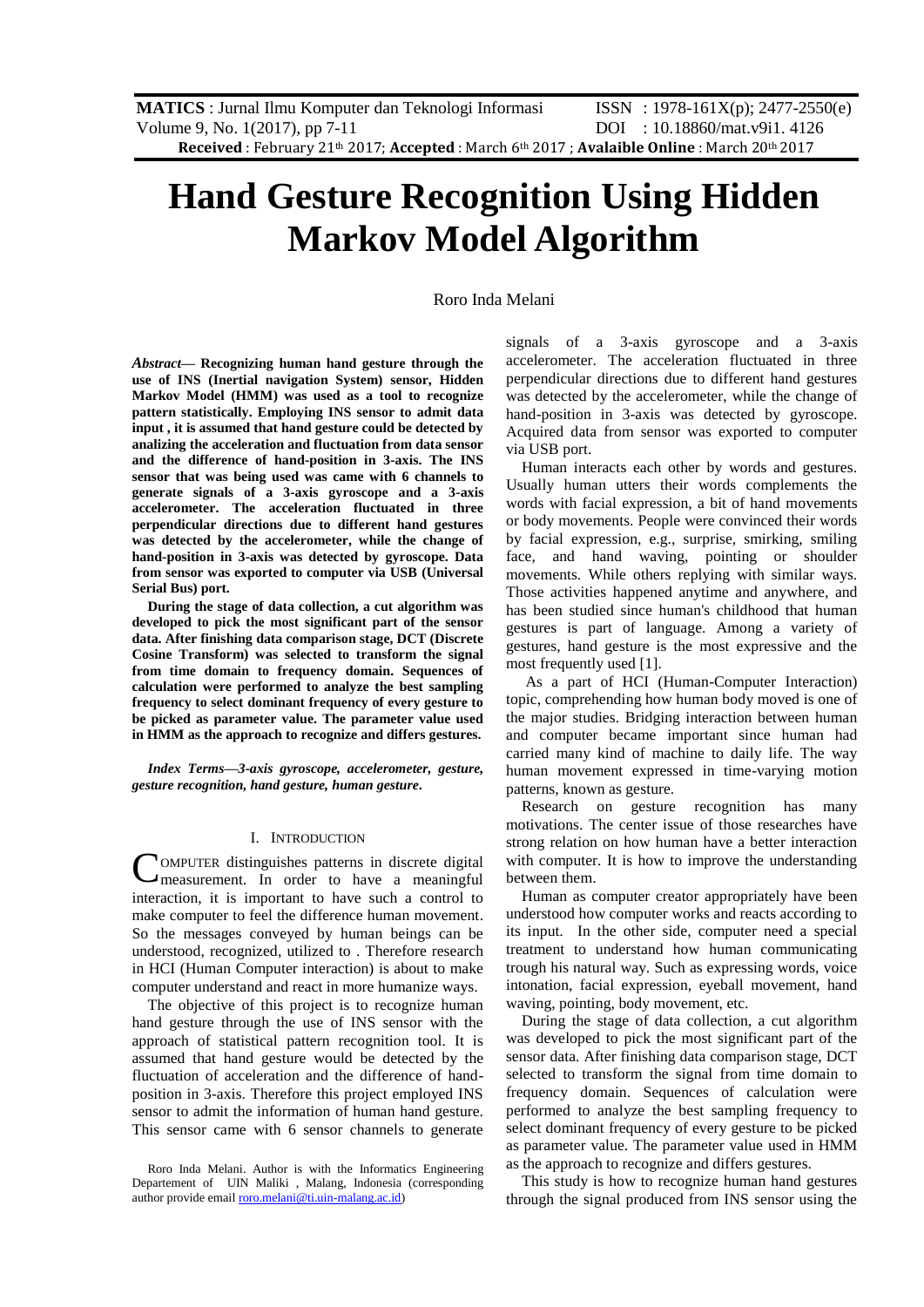# Hand Gesture Recognition Using Hidden Markov Model Algorithm

Roro Inda Melani

***Abstract*— Recognizing human hand gesture through the use of INS (Inertial navigation System) sensor, Hidden Markov Model (HMM) was used as a tool to recognize pattern statistically. Employing INS sensor to admit data input , it is assumed that hand gesture could be detected by analizing the acceleration and fluctuation from data sensor and the difference of hand-position in 3-axis. The INS sensor that was being used was came with 6 channels to generate signals of a 3-axis gyroscope and a 3-axis accelerometer. The acceleration fluctuated in three perpendicular directions due to different hand gestures was detected by the accelerometer, while the change of hand-position in 3-axis was detected by gyroscope. Data from sensor was exported to computer via USB (Universal Serial Bus) port.**

**During the stage of data collection, a cut algorithm was developed to pick the most significant part of the sensor data. After finishing data comparison stage, DCT (Discrete Cosine Transform) was selected to transform the signal from time domain to frequency domain. Sequences of calculation were performed to analyze the best sampling frequency to select dominant frequency of every gesture to be picked as parameter value. The parameter value used in HMM as the approach to recognize and differs gestures.**

***Index Terms*—*3-axis gyroscope, accelerometer, gesture, gesture recognition, hand gesture, human gesture*.**

## I. Introduction

COMPUTER distinguishes patterns in discrete digital measurement. In order to have a meaningful interaction, it is important to have such a control to make computer to feel the difference human movement. So the messages conveyed by human beings can be understood, recognized, utilized to . Therefore research in HCI (Human Computer interaction) is about to make computer understand and react in more humanize ways.

The objective of this project is to recognize human hand gesture through the use of INS sensor with the approach of statistical pattern recognition tool. It is assumed that hand gesture would be detected by the fluctuation of acceleration and the difference of hand-position in 3-axis. Therefore this project employed INS sensor to admit the information of human hand gesture. This sensor came with 6 sensor channels to generate signals of a 3-axis gyroscope and a 3-axis accelerometer. The acceleration fluctuated in three perpendicular directions due to different hand gestures was detected by the accelerometer, while the change of hand-position in 3-axis was detected by gyroscope. Acquired data from sensor was exported to computer via USB port.

Human interacts each other by words and gestures. Usually human utters their words complements the words with facial expression, a bit of hand movements or body movements. People were convinced their words by facial expression, e.g., surprise, smirking, smiling face, and hand waving, pointing or shoulder movements. While others replying with similar ways. Those activities happened anytime and anywhere, and has been studied since human's childhood that human gestures is part of language. Among a variety of gestures, hand gesture is the most expressive and the most frequently used [1].

As a part of HCI (Human-Computer Interaction) topic, comprehending how human body moved is one of the major studies. Bridging interaction between human and computer became important since human had carried many kind of machine to daily life. The way human movement expressed in time-varying motion patterns, known as gesture.

Research on gesture recognition has many motivations. The center issue of those researches have strong relation on how human have a better interaction with computer. It is how to improve the understanding between them.

Human as computer creator appropriately have been understood how computer works and reacts according to its input. In the other side, computer need a special treatment to understand how human communicating trough his natural way. Such as expressing words, voice intonation, facial expression, eyeball movement, hand waving, pointing, body movement, etc.

During the stage of data collection, a cut algorithm was developed to pick the most significant part of the sensor data. After finishing data comparison stage, DCT selected to transform the signal from time domain to frequency domain. Sequences of calculation were performed to analyze the best sampling frequency to select dominant frequency of every gesture to be picked as parameter value. The parameter value used in HMM as the approach to recognize and differs gestures.

This study is how to recognize human hand gestures through the signal produced from INS sensor using the

Roro Inda Melani. Author is with the Informatics Engineering Departement of UIN Maliki , Malang, Indonesia (corresponding author provide email roro.melani@ti.uin-malang.ac.id)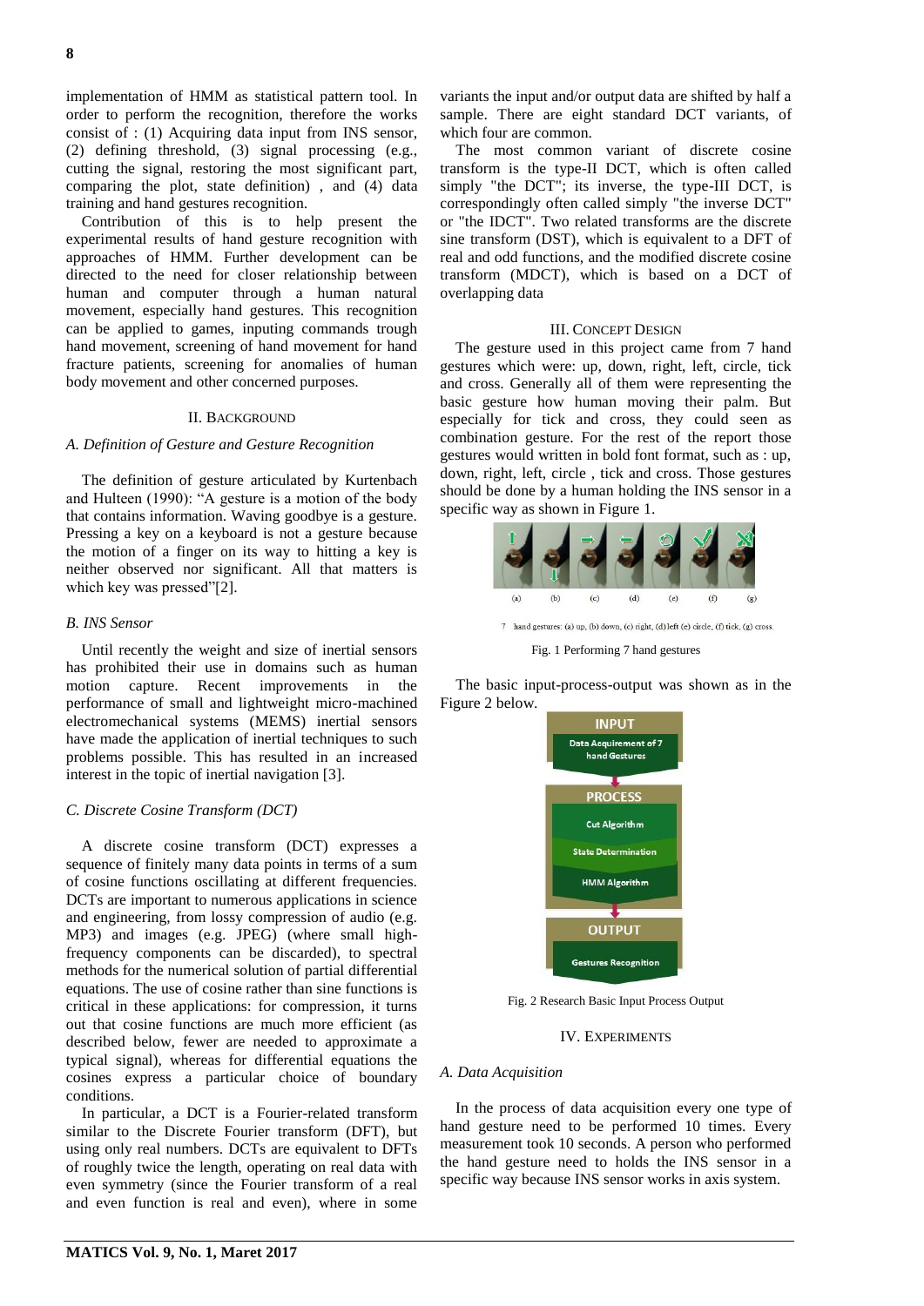implementation of HMM as statistical pattern tool. In order to perform the recognition, therefore the works consist of : (1) Acquiring data input from INS sensor, (2) defining threshold, (3) signal processing (e.g., cutting the signal, restoring the most significant part, comparing the plot, state definition) , and (4) data training and hand gestures recognition.

Contribution of this is to help present the experimental results of hand gesture recognition with approaches of HMM. Further development can be directed to the need for closer relationship between human and computer through a human natural movement, especially hand gestures. This recognition can be applied to games, inputing commands trough hand movement, screening of hand movement for hand fracture patients, screening for anomalies of human body movement and other concerned purposes.

## II. Background

### A. Definition of Gesture and Gesture Recognition

The definition of gesture articulated by Kurtenbach and Hulteen (1990): "A gesture is a motion of the body that contains information. Waving goodbye is a gesture. Pressing a key on a keyboard is not a gesture because the motion of a finger on its way to hitting a key is neither observed nor significant. All that matters is which key was pressed"[2].

### B. INS Sensor

Until recently the weight and size of inertial sensors has prohibited their use in domains such as human motion capture. Recent improvements in the performance of small and lightweight micro-machined electromechanical systems (MEMS) inertial sensors have made the application of inertial techniques to such problems possible. This has resulted in an increased interest in the topic of inertial navigation [3].

### C. Discrete Cosine Transform (DCT)

A discrete cosine transform (DCT) expresses a sequence of finitely many data points in terms of a sum of cosine functions oscillating at different frequencies. DCTs are important to numerous applications in science and engineering, from lossy compression of audio (e.g. MP3) and images (e.g. JPEG) (where small high-frequency components can be discarded), to spectral methods for the numerical solution of partial differential equations. The use of cosine rather than sine functions is critical in these applications: for compression, it turns out that cosine functions are much more efficient (as described below, fewer are needed to approximate a typical signal), whereas for differential equations the cosines express a particular choice of boundary conditions.

In particular, a DCT is a Fourier-related transform similar to the Discrete Fourier transform (DFT), but using only real numbers. DCTs are equivalent to DFTs of roughly twice the length, operating on real data with even symmetry (since the Fourier transform of a real and even function is real and even), where in some variants the input and/or output data are shifted by half a sample. There are eight standard DCT variants, of which four are common.

The most common variant of discrete cosine transform is the type-II DCT, which is often called simply "the DCT"; its inverse, the type-III DCT, is correspondingly often called simply "the inverse DCT" or "the IDCT". Two related transforms are the discrete sine transform (DST), which is equivalent to a DFT of real and odd functions, and the modified discrete cosine transform (MDCT), which is based on a DCT of overlapping data

## III. Concept Design

The gesture used in this project came from 7 hand gestures which were: up, down, right, left, circle, tick and cross. Generally all of them were representing the basic gesture how human moving their palm. But especially for tick and cross, they could seen as combination gesture. For the rest of the report those gestures would written in bold font format, such as : up, down, right, left, circle , tick and cross. Those gestures should be done by a human holding the INS sensor in a specific way as shown in Figure 1.

7 hand gestures: (a) up, (b) down, (c) right, (d) left (e) circle, (f) tick, (g) cross.

Fig. 1 Performing 7 hand gestures

The basic input-process-output was shown as in the Figure 2 below.

INPUT
Data Acquirement of 7 hand Gestures

PROCESS
Cut Algorithm
State Determination
HMM Algorithm

OUTPUT
Gestures Recognition

Fig. 2 Research Basic Input Process Output

## IV. Experiments

### A. Data Acquisition

In the process of data acquisition every one type of hand gesture need to be performed 10 times. Every measurement took 10 seconds. A person who performed the hand gesture need to holds the INS sensor in a specific way because INS sensor works in axis system.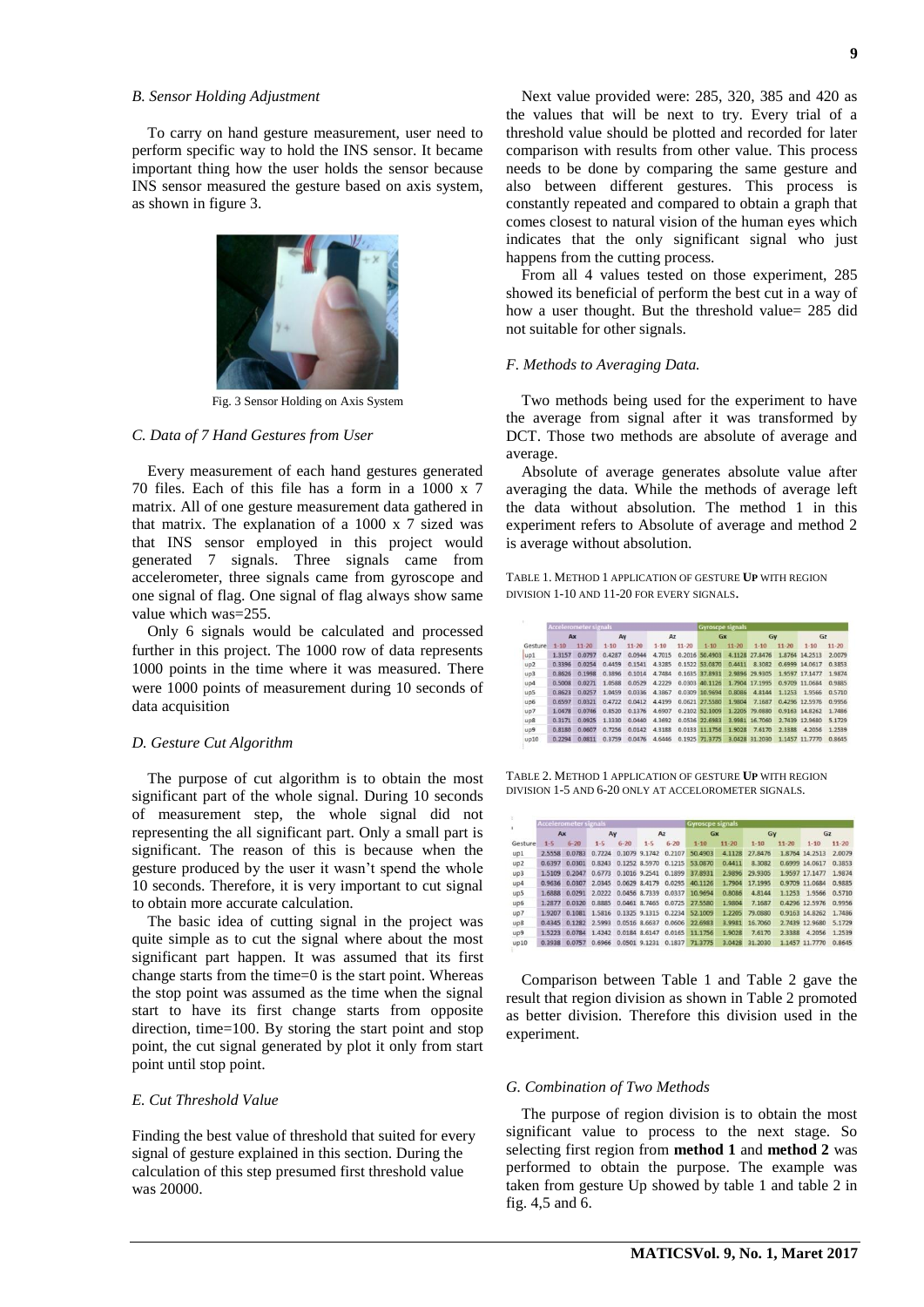### B. Sensor Holding Adjustment

To carry on hand gesture measurement, user need to perform specific way to hold the INS sensor. It became important thing how the user holds the sensor because INS sensor measured the gesture based on axis system, as shown in figure 3.

Fig. 3 Sensor Holding on Axis System

### C. Data of 7 Hand Gestures from User

Every measurement of each hand gestures generated 70 files. Each of this file has a form in a 1000 x 7 matrix. All of one gesture measurement data gathered in that matrix. The explanation of a 1000 x 7 sized was that INS sensor employed in this project would generated 7 signals. Three signals came from accelerometer, three signals came from gyroscope and one signal of flag. One signal of flag always show same value which was=255.

Only 6 signals would be calculated and processed further in this project. The 1000 row of data represents 1000 points in the time where it was measured. There were 1000 points of measurement during 10 seconds of data acquisition

### D. Gesture Cut Algorithm

The purpose of cut algorithm is to obtain the most significant part of the whole signal. During 10 seconds of measurement step, the whole signal did not representing the all significant part. Only a small part is significant. The reason of this is because when the gesture produced by the user it wasn't spend the whole 10 seconds. Therefore, it is very important to cut signal to obtain more accurate calculation.

The basic idea of cutting signal in the project was quite simple as to cut the signal where about the most significant part happen. It was assumed that its first change starts from the time=0 is the start point. Whereas the stop point was assumed as the time when the signal start to have its first change starts from opposite direction, time=100. By storing the start point and stop point, the cut signal generated by plot it only from start point until stop point.

### E. Cut Threshold Value

Finding the best value of threshold that suited for every signal of gesture explained in this section. During the calculation of this step presumed first threshold value was 20000.

Next value provided were: 285, 320, 385 and 420 as the values that will be next to try. Every trial of a threshold value should be plotted and recorded for later comparison with results from other value. This process needs to be done by comparing the same gesture and also between different gestures. This process is constantly repeated and compared to obtain a graph that comes closest to natural vision of the human eyes which indicates that the only significant signal who just happens from the cutting process.

From all 4 values tested on those experiment, 285 showed its beneficial of perform the best cut in a way of how a user thought. But the threshold value= 285 did not suitable for other signals.

### F. Methods to Averaging Data.

Two methods being used for the experiment to have the average from signal after it was transformed by DCT. Those two methods are absolute of average and average.

Absolute of average generates absolute value after averaging the data. While the methods of average left the data without absolution. The method 1 in this experiment refers to Absolute of average and method 2 is average without absolution.

TABLE 1. METHOD 1 APPLICATION OF GESTURE **UP** WITH REGION DIVISION 1-10 AND 11-20 FOR EVERY SIGNALS.

| | Accelerometer signals | | | | | | Gyroscpe signals | | | | | |
|---|---|---|---|---|---|---|---|---|---|---|---|---|
| | Ax | | Ay | | Az | | Gx | | Gy | | Gz | |
| Gesture | 1-10 | 11-20 | 1-10 | 11-20 | 1-10 | 11-20 | 1-10 | 11-20 | 1-10 | 11-20 | 1-10 | 11-20 |
| up1 | 1.3157 | 0.0757 | 0.4287 | 0.0944 | 4.7015 | 0.2016 | 50.4903 | 4.1128 | 27.8476 | 1.8764 | 14.2513 | 2.0079 |
| up2 | 0.3396 | 0.0254 | 0.4459 | 0.1541 | 4.3285 | 0.1522 | 53.0870 | 0.4411 | 8.3082 | 0.6999 | 14.0617 | 0.3853 |
| up3 | 0.8626 | 0.1968 | 0.3896 | 0.1014 | 4.7484 | 0.1635 | 37.8931 | 2.9896 | 29.9305 | 1.9597 | 17.1477 | 1.9874 |
| up4 | 0.5008 | 0.0271 | 1.0588 | 0.0529 | 4.2229 | 0.0303 | 40.1126 | 1.7904 | 17.1995 | 0.9709 | 11.0684 | 0.9885 |
| up5 | 0.8623 | 0.0257 | 1.0459 | 0.0336 | 4.3867 | 0.0309 | 10.9694 | 0.8086 | 4.8144 | 1.1253 | 1.9566 | 0.5710 |
| up6 | 0.6597 | 0.0321 | 0.4722 | 0.0412 | 4.4199 | 0.0621 | 27.5580 | 1.9804 | 7.1687 | 0.4296 | 12.5976 | 0.9956 |
| up7 | 1.0478 | 0.0746 | 0.8520 | 0.1376 | 4.6907 | 0.2102 | 52.1009 | 1.2205 | 79.0880 | 0.9163 | 14.8262 | 1.7486 |
| up8 | 0.3171 | 0.0925 | 1.3330 | 0.0440 | 4.3692 | 0.0536 | 22.6983 | 3.9981 | 16.7060 | 2.7439 | 12.9680 | 5.1729 |
| up9 | 0.8180 | 0.0607 | 0.7256 | 0.0142 | 4.3188 | 0.0133 | 11.1756 | 1.9028 | 7.6170 | 2.3388 | 4.2056 | 1.2539 |
| up10 | 0.2294 | 0.0811 | 0.3759 | 0.0476 | 4.6446 | 0.1925 | 71.3775 | 3.0428 | 31.2030 | 1.1457 | 11.7770 | 0.8645 |

TABLE 2. METHOD 1 APPLICATION OF GESTURE **UP** WITH REGION DIVISION 1-5 AND 6-20 ONLY AT ACCELOROMETER SIGNALS.

| | Accelerometer signals | | | | | | Gyroscpe signals | | | | | |
|---|---|---|---|---|---|---|---|---|---|---|---|---|
| | Ax | | Ay | | Az | | Gx | | Gy | | Gz | |
| Gesture | 1-5 | 6-20 | 1-5 | 6-20 | 1-5 | 6-20 | 1-10 | 11-20 | 1-10 | 11-20 | 1-10 | 11-20 |
| up1 | 2.5558 | 0.0783 | 0.7224 | 0.1079 | 9.1742 | 0.2107 | 50.4903 | 4.1128 | 27.8476 | 1.8764 | 14.2513 | 2.0079 |
| up2 | 0.6397 | 0.0301 | 0.8243 | 0.1252 | 8.5970 | 0.1215 | 53.0870 | 0.4411 | 8.3082 | 0.6999 | 14.0617 | 0.3853 |
| up3 | 1.5109 | 0.2047 | 0.6773 | 0.1016 | 9.2541 | 0.1899 | 37.8931 | 2.9896 | 29.9305 | 1.9597 | 17.1477 | 1.9874 |
| up4 | 0.9636 | 0.0307 | 2.0345 | 0.0629 | 8.4179 | 0.0295 | 40.1126 | 1.7904 | 17.1995 | 0.9709 | 11.0684 | 0.9885 |
| up5 | 1.6888 | 0.0291 | 2.0222 | 0.0456 | 8.7339 | 0.0337 | 10.9694 | 0.8086 | 4.8144 | 1.1253 | 1.9566 | 0.5710 |
| up6 | 1.2877 | 0.0320 | 0.8885 | 0.0461 | 8.7465 | 0.0725 | 27.5580 | 1.9804 | 7.1687 | 0.4296 | 12.5976 | 0.9956 |
| up7 | 1.9207 | 0.1081 | 1.5816 | 0.1325 | 9.1315 | 0.2234 | 52.1009 | 1.2205 | 79.0880 | 0.9163 | 14.8262 | 1.7486 |
| up8 | 0.4345 | 0.1282 | 2.5993 | 0.0516 | 8.6637 | 0.0606 | 22.6983 | 3.9981 | 16.7060 | 2.7439 | 12.9680 | 5.1729 |
| up9 | 1.5223 | 0.0784 | 1.4342 | 0.0184 | 8.6147 | 0.0165 | 11.1756 | 1.9028 | 7.6170 | 2.3388 | 4.2056 | 1.2539 |
| up10 | 0.3938 | 0.0757 | 0.6966 | 0.0501 | 9.1231 | 0.1837 | 71.3775 | 3.0428 | 31.2030 | 1.1457 | 11.7770 | 0.8645 |

Comparison between Table 1 and Table 2 gave the result that region division as shown in Table 2 promoted as better division. Therefore this division used in the experiment.

### G. Combination of Two Methods

The purpose of region division is to obtain the most significant value to process to the next stage. So selecting first region from **method 1** and **method 2** was performed to obtain the purpose. The example was taken from gesture Up showed by table 1 and table 2 in fig. 4,5 and 6.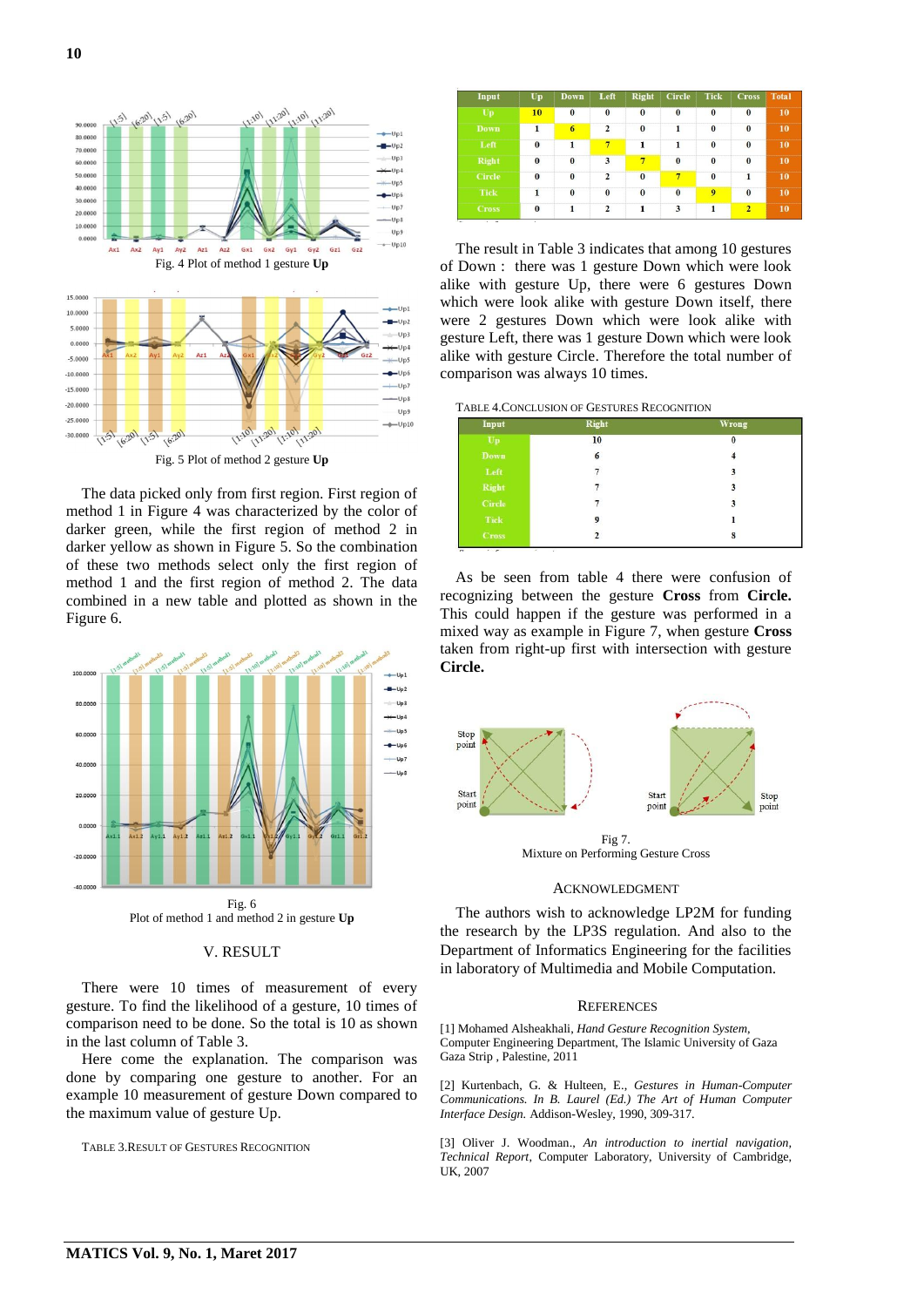Fig. 4 Plot of method 1 gesture **Up**

Fig. 5 Plot of method 2 gesture **Up**

The data picked only from first region. First region of method 1 in Figure 4 was characterized by the color of darker green, while the first region of method 2 in darker yellow as shown in Figure 5. So the combination of these two methods select only the first region of method 1 and the first region of method 2. The data combined in a new table and plotted as shown in the Figure 6.

Fig. 6
Plot of method 1 and method 2 in gesture **Up**

## V. RESULT

There were 10 times of measurement of every gesture. To find the likelihood of a gesture, 10 times of comparison need to be done. So the total is 10 as shown in the last column of Table 3.

Here come the explanation. The comparison was done by comparing one gesture to another. For an example 10 measurement of gesture Down compared to the maximum value of gesture Up.

TABLE 3.RESULT OF GESTURES RECOGNITION

| Input | Up | Down | Left | Right | Circle | Tick | Cross | Total |
|---|---|---|---|---|---|---|---|---|
| Up | 10 | 0 | 0 | 0 | 0 | 0 | 0 | 10 |
| Down | 1 | 6 | 2 | 0 | 1 | 0 | 0 | 10 |
| Left | 0 | 1 | 7 | 1 | 1 | 0 | 0 | 10 |
| Right | 0 | 0 | 3 | 7 | 0 | 0 | 0 | 10 |
| Circle | 0 | 0 | 2 | 0 | 7 | 0 | 1 | 10 |
| Tick | 1 | 0 | 0 | 0 | 0 | 9 | 0 | 10 |
| Cross | 0 | 1 | 2 | 1 | 3 | 1 | 2 | 10 |

The result in Table 3 indicates that among 10 gestures of Down : there was 1 gesture Down which were look alike with gesture Up, there were 6 gestures Down which were look alike with gesture Down itself, there were 2 gestures Down which were look alike with gesture Left, there was 1 gesture Down which were look alike with gesture Circle. Therefore the total number of comparison was always 10 times.

TABLE 4.CONCLUSION OF GESTURES RECOGNITION

| Input | Right | Wrong |
|---|---|---|
| Up | 10 | 0 |
| Down | 6 | 4 |
| Left | 7 | 3 |
| Right | 7 | 3 |
| Circle | 7 | 3 |
| Tick | 9 | 1 |
| Cross | 2 | 8 |

As be seen from table 4 there were confusion of recognizing between the gesture **Cross** from **Circle.** This could happen if the gesture was performed in a mixed way as example in Figure 7, when gesture **Cross** taken from right-up first with intersection with gesture **Circle.**

Fig 7.
Mixture on Performing Gesture Cross

## ACKNOWLEDGMENT

The authors wish to acknowledge LP2M for funding the research by the LP3S regulation. And also to the Department of Informatics Engineering for the facilities in laboratory of Multimedia and Mobile Computation.

## REFERENCES

[1] Mohamed Alsheakhali, *Hand Gesture Recognition System*, Computer Engineering Department, The Islamic University of Gaza Gaza Strip , Palestine, 2011

[2] Kurtenbach, G. & Hulteen, E., *Gestures in Human-Computer Communications. In B. Laurel (Ed.) The Art of Human Computer Interface Design.* Addison-Wesley, 1990, 309-317.

[3] Oliver J. Woodman., *An introduction to inertial navigation, Technical Report*, Computer Laboratory, University of Cambridge, UK, 2007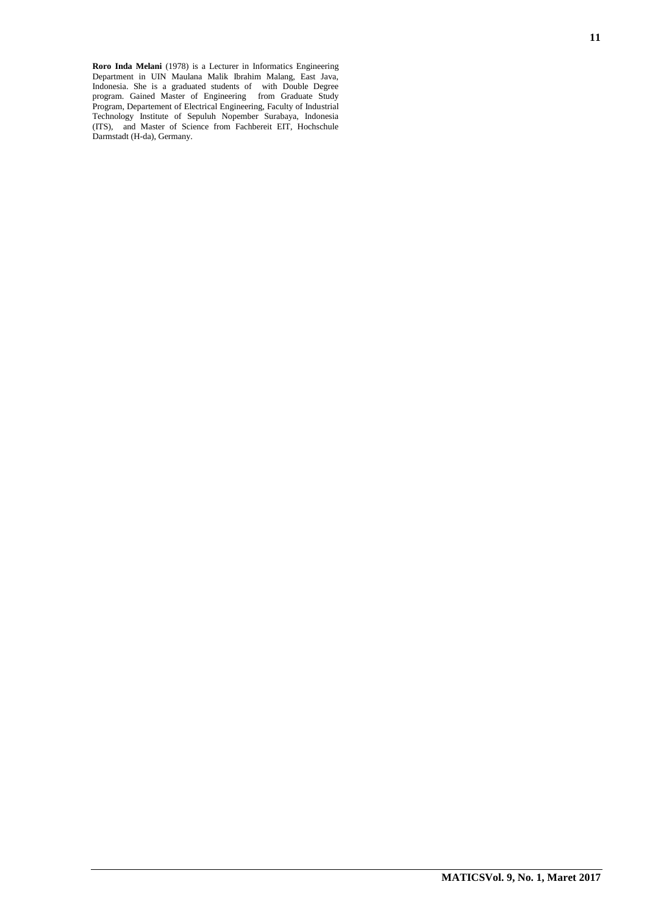**Roro Inda Melani** (1978) is a Lecturer in Informatics Engineering Department in UIN Maulana Malik Ibrahim Malang, East Java, Indonesia. She is a graduated students of with Double Degree program. Gained Master of Engineering from Graduate Study Program, Departement of Electrical Engineering, Faculty of Industrial Technology Institute of Sepuluh Nopember Surabaya, Indonesia (ITS), and Master of Science from Fachbereit EIT, Hochschule Darmstadt (H-da), Germany.